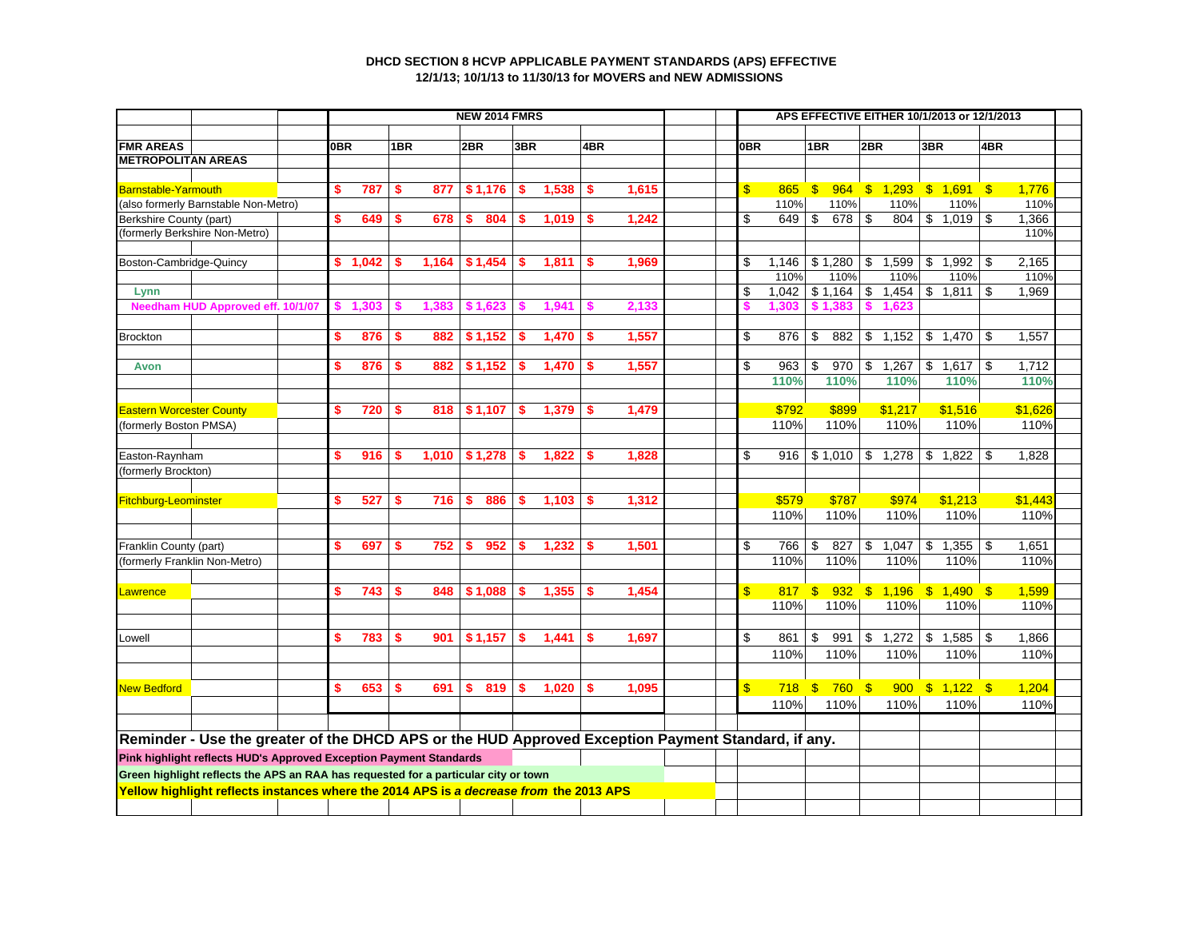**DHCD SECTION 8 HCVP APPLICABLE PAYMENT STANDARDS (APS) EFFECTIVE 12/1/13; 10/1/13 to 11/30/13 for MOVERS and NEW ADMISSIONS**

| FMR AREAS | NEW 2014 FMRS 0BR | 1BR | 2BR | 3BR | 4BR | APS EFFECTIVE EITHER 10/1/2013 or 12/1/2013 0BR | 1BR | 2BR | 3BR | 4BR |
|---|---|---|---|---|---|---|---|---|---|---|
| **METROPOLITAN AREAS** | | | | | | | | | | |
| Barnstable-Yarmouth | $ 787 | $ 877 | $ 1,176 | $ 1,538 | $ 1,615 | $ 865 | $ 964 | $ 1,293 | $ 1,691 | $ 1,776 |
| (also formerly Barnstable Non-Metro) | | | | | | 110% | 110% | 110% | 110% | 110% |
| Berkshire County (part) | $ 649 | $ 678 | $ 804 | $ 1,019 | $ 1,242 | $ 649 | $ 678 | $ 804 | $ 1,019 | $ 1,366 |
| (formerly Berkshire Non-Metro) | | | | | | | | | | 110% |
| Boston-Cambridge-Quincy | $ 1,042 | $ 1,164 | $ 1,454 | $ 1,811 | $ 1,969 | $ 1,146 | $ 1,280 | $ 1,599 | $ 1,992 | $ 2,165 |
| | | | | | | 110% | 110% | 110% | 110% | 110% |
| Lynn | | | | | | $ 1,042 | $ 1,164 | $ 1,454 | $ 1,811 | $ 1,969 |
| Needham HUD Approved eff. 10/1/07 | $ 1,303 | $ 1,383 | $ 1,623 | $ 1,941 | $ 2,133 | $ 1,303 | $ 1,383 | $ 1,623 | | |
| Brockton | $ 876 | $ 882 | $ 1,152 | $ 1,470 | $ 1,557 | $ 876 | $ 882 | $ 1,152 | $ 1,470 | $ 1,557 |
| Avon | $ 876 | $ 882 | $ 1,152 | $ 1,470 | $ 1,557 | $ 963 | $ 970 | $ 1,267 | $ 1,617 | $ 1,712 |
| | | | | | | 110% | 110% | 110% | 110% | 110% |
| Eastern Worcester County | $ 720 | $ 818 | $ 1,107 | $ 1,379 | $ 1,479 | $792 | $899 | $1,217 | $1,516 | $1,626 |
| (formerly Boston PMSA) | | | | | | 110% | 110% | 110% | 110% | 110% |
| Easton-Raynham | $ 916 | $ 1,010 | $ 1,278 | $ 1,822 | $ 1,828 | $ 916 | $ 1,010 | $ 1,278 | $ 1,822 | $ 1,828 |
| (formerly Brockton) | | | | | | | | | | |
| Fitchburg-Leominster | $ 527 | $ 716 | $ 886 | $ 1,103 | $ 1,312 | $579 | $787 | $974 | $1,213 | $1,443 |
| | | | | | | 110% | 110% | 110% | 110% | 110% |
| Franklin County (part) | $ 697 | $ 752 | $ 952 | $ 1,232 | $ 1,501 | $ 766 | $ 827 | $ 1,047 | $ 1,355 | $ 1,651 |
| (formerly Franklin Non-Metro) | | | | | | 110% | 110% | 110% | 110% | 110% |
| Lawrence | $ 743 | $ 848 | $ 1,088 | $ 1,355 | $ 1,454 | $ 817 | $ 932 | $ 1,196 | $ 1,490 | $ 1,599 |
| | | | | | | 110% | 110% | 110% | 110% | 110% |
| Lowell | $ 783 | $ 901 | $ 1,157 | $ 1,441 | $ 1,697 | $ 861 | $ 991 | $ 1,272 | $ 1,585 | $ 1,866 |
| | | | | | | 110% | 110% | 110% | 110% | 110% |
| New Bedford | $ 653 | $ 691 | $ 819 | $ 1,020 | $ 1,095 | $ 718 | $ 760 | $ 900 | $ 1,122 | $ 1,204 |
| | | | | | | 110% | 110% | 110% | 110% | 110% |

**Reminder - Use the greater of the DHCD APS or the HUD Approved Exception Payment Standard, if any.**

**Pink highlight reflects HUD's Approved Exception Payment Standards**

**Green highlight reflects the APS an RAA has requested for a particular city or town**

**Yellow highlight reflects instances where the 2014 APS is *a decrease from* the 2013 APS**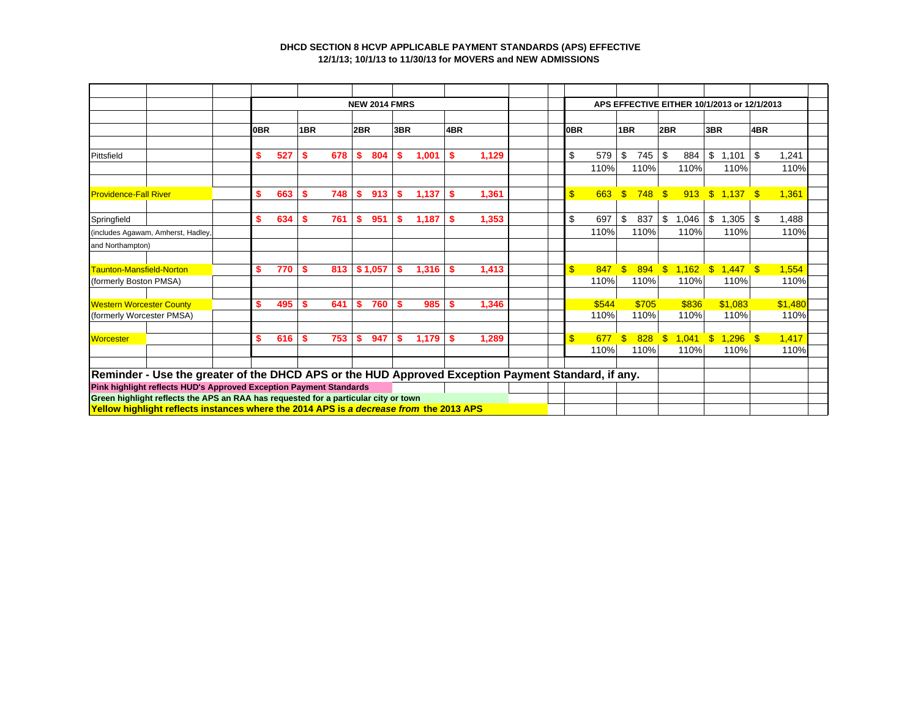**DHCD SECTION 8 HCVP APPLICABLE PAYMENT STANDARDS (APS) EFFECTIVE 12/1/13; 10/1/13 to 11/30/13 for MOVERS and NEW ADMISSIONS**

| | NEW 2014 FMRS | | | | | APS EFFECTIVE EITHER 10/1/2013 or 12/1/2013 | | | | |
|---|---|---|---|---|---|---|---|---|---|---|
| | 0BR | 1BR | 2BR | 3BR | 4BR | 0BR | 1BR | 2BR | 3BR | 4BR |
| Pittsfield | $ 527 | $ 678 | $ 804 | $ 1,001 | $ 1,129 | $ 579 | $ 745 | $ 884 | $ 1,101 | $ 1,241 |
| | | | | | | 110% | 110% | 110% | 110% | 110% |
| Providence-Fall River | $ 663 | $ 748 | $ 913 | $ 1,137 | $ 1,361 | $ 663 | $ 748 | $ 913 | $ 1,137 | $ 1,361 |
| Springfield | $ 634 | $ 761 | $ 951 | $ 1,187 | $ 1,353 | $ 697 | $ 837 | $ 1,046 | $ 1,305 | $ 1,488 |
| (includes Agawam, Amherst, Hadley, and Northampton) | | | | | | 110% | 110% | 110% | 110% | 110% |
| Taunton-Mansfield-Norton | $ 770 | $ 813 | $ 1,057 | $ 1,316 | $ 1,413 | $ 847 | $ 894 | $ 1,162 | $ 1,447 | $ 1,554 |
| (formerly Boston PMSA) | | | | | | 110% | 110% | 110% | 110% | 110% |
| Western Worcester County | $ 495 | $ 641 | $ 760 | $ 985 | $ 1,346 | $544 | $705 | $836 | $1,083 | $1,480 |
| (formerly Worcester PMSA) | | | | | | 110% | 110% | 110% | 110% | 110% |
| Worcester | $ 616 | $ 753 | $ 947 | $ 1,179 | $ 1,289 | $ 677 | $ 828 | $ 1,041 | $ 1,296 | $ 1,417 |
| | | | | | | 110% | 110% | 110% | 110% | 110% |

**Reminder - Use the greater of the DHCD APS or the HUD Approved Exception Payment Standard, if any.**

**Pink highlight reflects HUD's Approved Exception Payment Standards**

**Green highlight reflects the APS an RAA has requested for a particular city or town**

**Yellow highlight reflects instances where the 2014 APS is *a decrease from* the 2013 APS**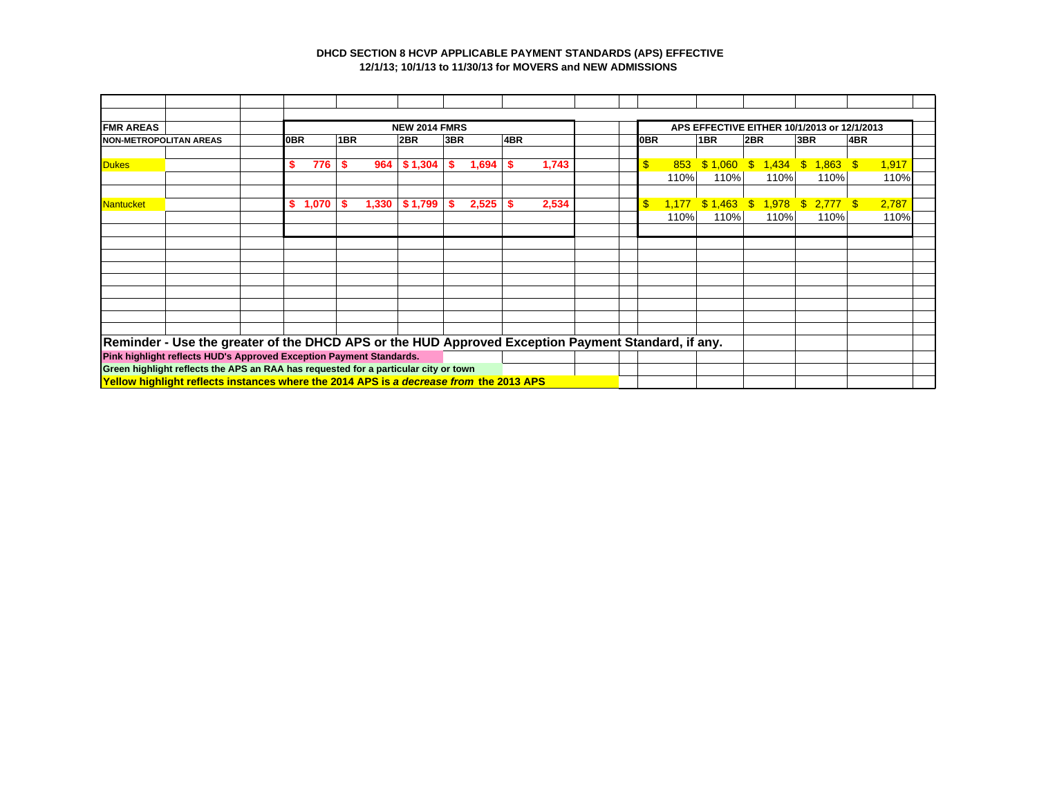**DHCD SECTION 8 HCVP APPLICABLE PAYMENT STANDARDS (APS) EFFECTIVE 12/1/13; 10/1/13 to 11/30/13 for MOVERS and NEW ADMISSIONS**

| FMR AREAS | NEW 2014 FMRS | | | | | APS EFFECTIVE EITHER 10/1/2013 or 12/1/2013 | | | | |
|---|---|---|---|---|---|---|---|---|---|---|
| NON-METROPOLITAN AREAS | 0BR | 1BR | 2BR | 3BR | 4BR | 0BR | 1BR | 2BR | 3BR | 4BR |
| Dukes | $ 776 | $ 964 | $ 1,304 | $ 1,694 | $ 1,743 | $ 853 | $ 1,060 | $ 1,434 | $ 1,863 | $ 1,917 |
| | | | | | | 110% | 110% | 110% | 110% | 110% |
| Nantucket | $ 1,070 | $ 1,330 | $ 1,799 | $ 2,525 | $ 2,534 | $ 1,177 | $ 1,463 | $ 1,978 | $ 2,777 | $ 2,787 |
| | | | | | | 110% | 110% | 110% | 110% | 110% |

**Reminder - Use the greater of the DHCD APS or the HUD Approved Exception Payment Standard, if any.**

**Pink highlight reflects HUD's Approved Exception Payment Standards.**

**Green highlight reflects the APS an RAA has requested for a particular city or town**

**Yellow highlight reflects instances where the 2014 APS is *a decrease from* the 2013 APS**